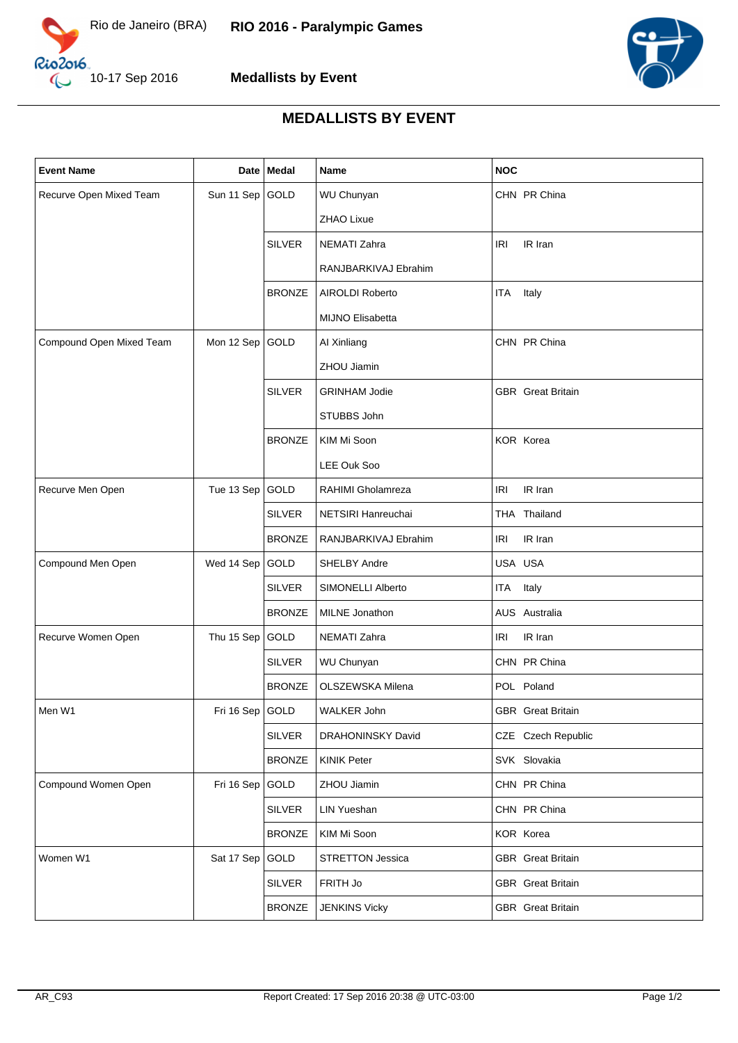Rio de Janeiro (BRA) **RIO 2016 - Paralympic Games**

10-17 Sep 2016 **Medallists by Event**

# MEDALLISTS BY EVENT

| Event Name | Date | Medal | Name | NOC |
|---|---|---|---|---|
| Recurve Open Mixed Team | Sun 11 Sep | GOLD | WU Chunyan | CHN PR China |
| | | | ZHAO Lixue | |
| | | SILVER | NEMATI Zahra | IRI IR Iran |
| | | | RANJBARKIVAJ Ebrahim | |
| | | BRONZE | AIROLDI Roberto | ITA Italy |
| | | | MIJNO Elisabetta | |
| Compound Open Mixed Team | Mon 12 Sep | GOLD | AI Xinliang | CHN PR China |
| | | | ZHOU Jiamin | |
| | | SILVER | GRINHAM Jodie | GBR Great Britain |
| | | | STUBBS John | |
| | | BRONZE | KIM Mi Soon | KOR Korea |
| | | | LEE Ouk Soo | |
| Recurve Men Open | Tue 13 Sep | GOLD | RAHIMI Gholamreza | IRI IR Iran |
| | | SILVER | NETSIRI Hanreuchai | THA Thailand |
| | | BRONZE | RANJBARKIVAJ Ebrahim | IRI IR Iran |
| Compound Men Open | Wed 14 Sep | GOLD | SHELBY Andre | USA USA |
| | | SILVER | SIMONELLI Alberto | ITA Italy |
| | | BRONZE | MILNE Jonathon | AUS Australia |
| Recurve Women Open | Thu 15 Sep | GOLD | NEMATI Zahra | IRI IR Iran |
| | | SILVER | WU Chunyan | CHN PR China |
| | | BRONZE | OLSZEWSKA Milena | POL Poland |
| Men W1 | Fri 16 Sep | GOLD | WALKER John | GBR Great Britain |
| | | SILVER | DRAHONINSKY David | CZE Czech Republic |
| | | BRONZE | KINIK Peter | SVK Slovakia |
| Compound Women Open | Fri 16 Sep | GOLD | ZHOU Jiamin | CHN PR China |
| | | SILVER | LIN Yueshan | CHN PR China |
| | | BRONZE | KIM Mi Soon | KOR Korea |
| Women W1 | Sat 17 Sep | GOLD | STRETTON Jessica | GBR Great Britain |
| | | SILVER | FRITH Jo | GBR Great Britain |
| | | BRONZE | JENKINS Vicky | GBR Great Britain |

AR_C93 Report Created: 17 Sep 2016 20:38 @ UTC-03:00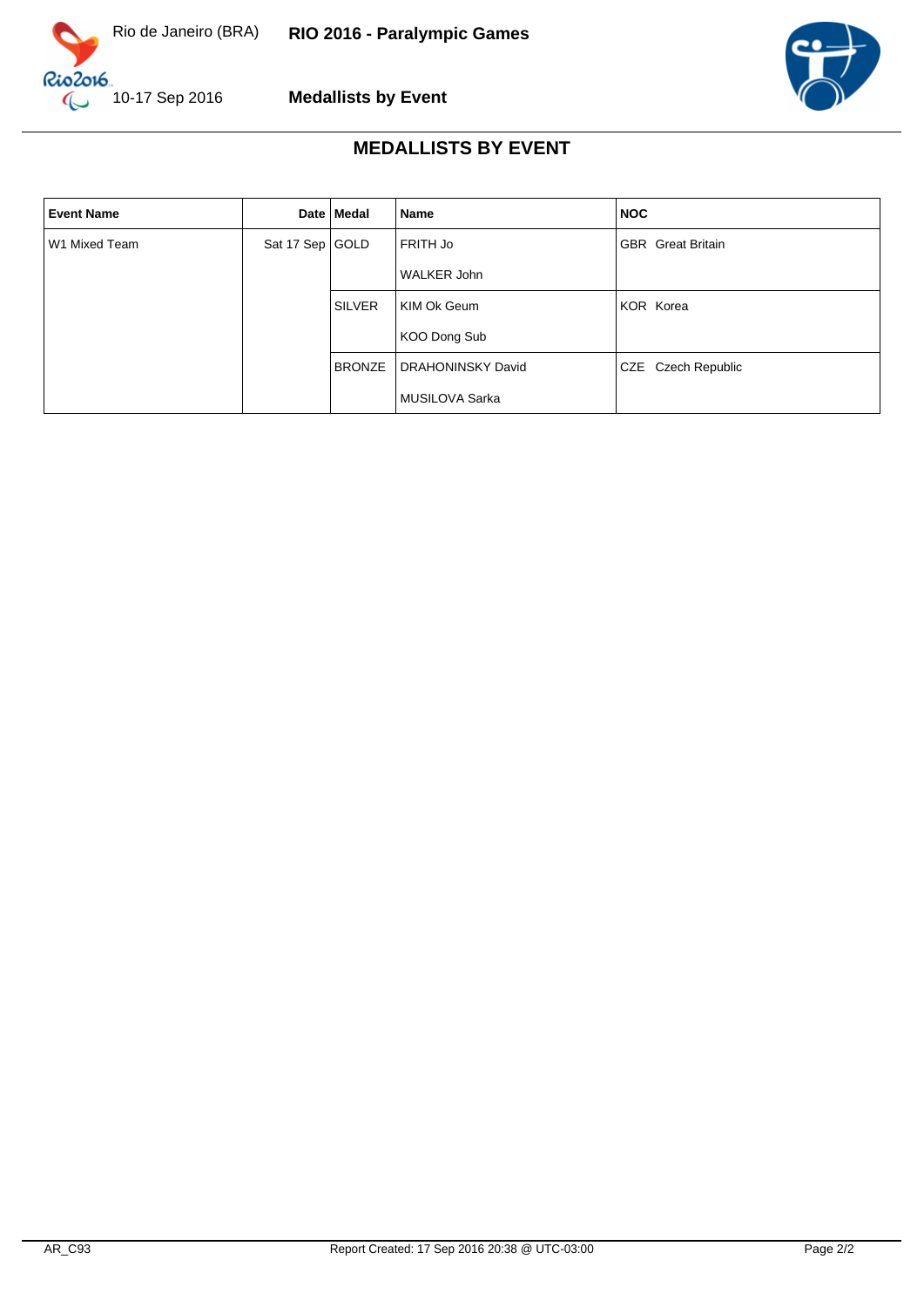# MEDALLISTS BY EVENT

| Event Name | Date | Medal | Name | NOC |
|---|---|---|---|---|
| W1 Mixed Team | Sat 17 Sep | GOLD | FRITH Jo | GBR Great Britain |
| | | | WALKER John | |
| | | SILVER | KIM Ok Geum | KOR Korea |
| | | | KOO Dong Sub | |
| | | BRONZE | DRAHONINSKY David | CZE Czech Republic |
| | | | MUSILOVA Sarka | |